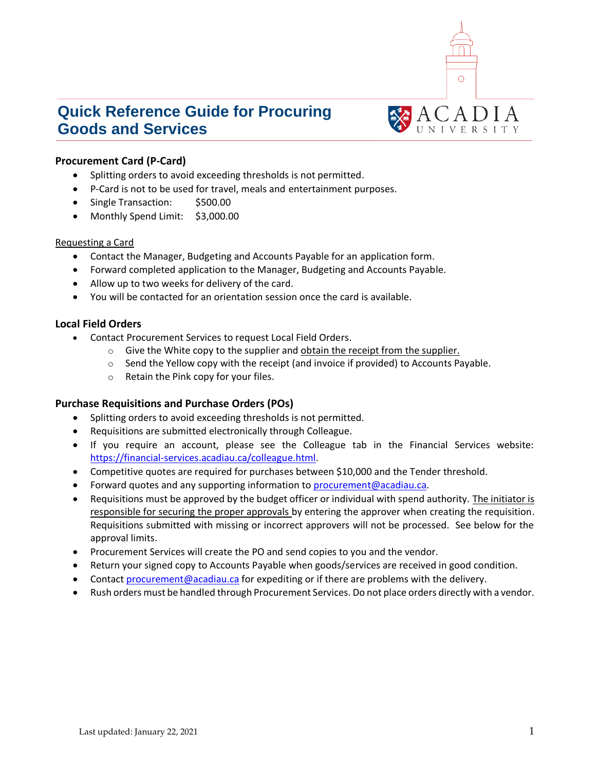# Quick Reference Guide for Procuring Goods and Services

ACADIA UNIVERSITY

## Procurement Card (P-Card)

- Splitting orders to avoid exceeding thresholds is not permitted.
- P-Card is not to be used for travel, meals and entertainment purposes.
- Single Transaction: $500.00
- Monthly Spend Limit: $3,000.00

### Requesting a Card

- Contact the Manager, Budgeting and Accounts Payable for an application form.
- Forward completed application to the Manager, Budgeting and Accounts Payable.
- Allow up to two weeks for delivery of the card.
- You will be contacted for an orientation session once the card is available.

## Local Field Orders

- Contact Procurement Services to request Local Field Orders.
  - Give the White copy to the supplier and obtain the receipt from the supplier.
  - Send the Yellow copy with the receipt (and invoice if provided) to Accounts Payable.
  - Retain the Pink copy for your files.

## Purchase Requisitions and Purchase Orders (POs)

- Splitting orders to avoid exceeding thresholds is not permitted.
- Requisitions are submitted electronically through Colleague.
- If you require an account, please see the Colleague tab in the Financial Services website: https://financial-services.acadiau.ca/colleague.html.
- Competitive quotes are required for purchases between $10,000 and the Tender threshold.
- Forward quotes and any supporting information to procurement@acadiau.ca.
- Requisitions must be approved by the budget officer or individual with spend authority. The initiator is responsible for securing the proper approvals by entering the approver when creating the requisition. Requisitions submitted with missing or incorrect approvers will not be processed. See below for the approval limits.
- Procurement Services will create the PO and send copies to you and the vendor.
- Return your signed copy to Accounts Payable when goods/services are received in good condition.
- Contact procurement@acadiau.ca for expediting or if there are problems with the delivery.
- Rush orders must be handled through Procurement Services. Do not place orders directly with a vendor.

Last updated: January 22, 2021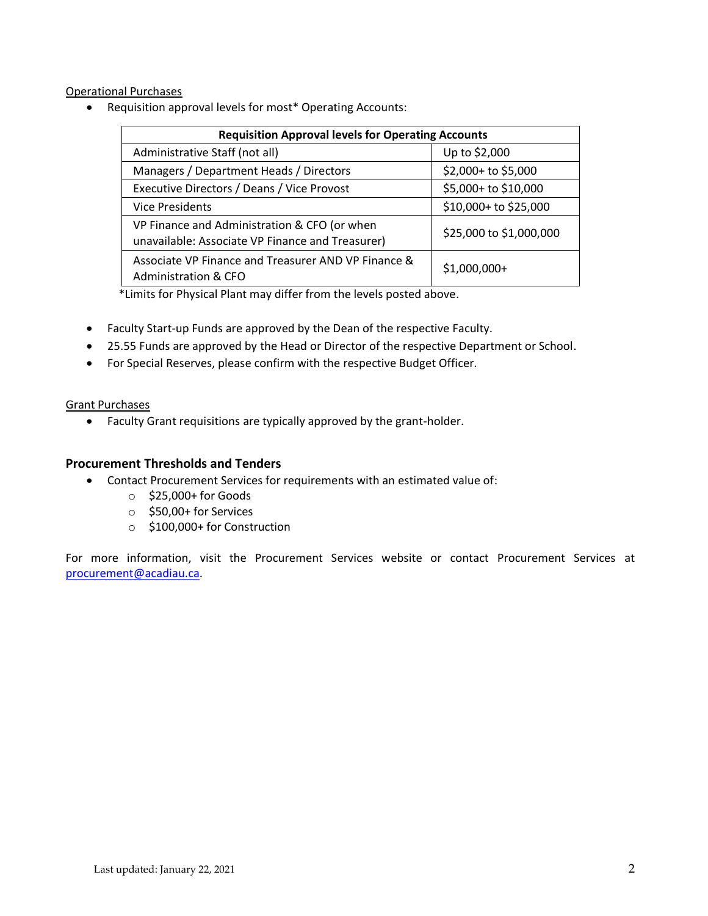Operational Purchases

- Requisition approval levels for most* Operating Accounts:

| Requisition Approval levels for Operating Accounts | |
|---|---|
| Administrative Staff (not all) | Up to $2,000 |
| Managers / Department Heads / Directors | $2,000+ to $5,000 |
| Executive Directors / Deans / Vice Provost | $5,000+ to $10,000 |
| Vice Presidents | $10,000+ to $25,000 |
| VP Finance and Administration & CFO (or when unavailable: Associate VP Finance and Treasurer) | $25,000 to $1,000,000 |
| Associate VP Finance and Treasurer AND VP Finance & Administration & CFO | $1,000,000+ |

*Limits for Physical Plant may differ from the levels posted above.

- Faculty Start-up Funds are approved by the Dean of the respective Faculty.
- 25.55 Funds are approved by the Head or Director of the respective Department or School.
- For Special Reserves, please confirm with the respective Budget Officer.

Grant Purchases

- Faculty Grant requisitions are typically approved by the grant-holder.

### Procurement Thresholds and Tenders

- Contact Procurement Services for requirements with an estimated value of:
  - $25,000+ for Goods
  - $50,00+ for Services
  - $100,000+ for Construction

For more information, visit the Procurement Services website or contact Procurement Services at procurement@acadiau.ca.

Last updated: January 22, 2021